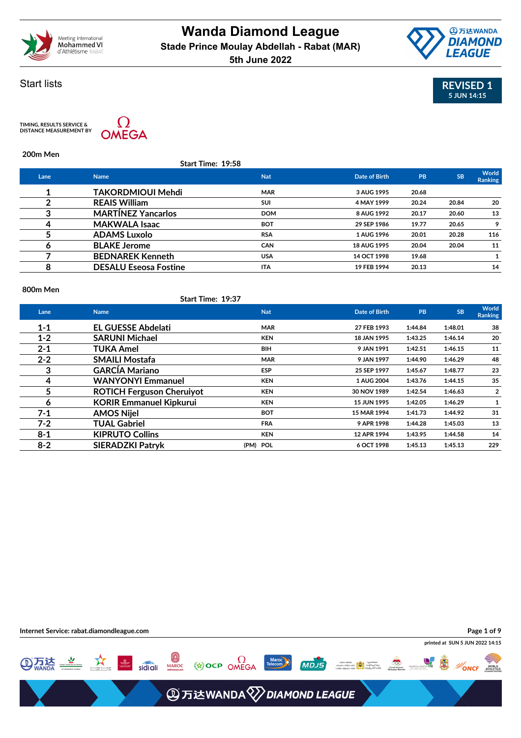# Wanda Diamond League

**Stade Prince Moulay Abdellah - Rabat (MAR)**

**5th June 2022**

## Start lists

**REVISED 1**
5 JUN 14:15

TIMING, RESULTS SERVICE & DISTANCE MEASUREMENT BY OMEGA

### 200m Men

Start Time: 19:58

| Lane | Name | Nat | Date of Birth | PB | SB | World Ranking |
|---|---|---|---|---|---|---|
| 1 | TAKORDMIOUI Mehdi | MAR | 3 AUG 1995 | 20.68 | | |
| 2 | REAIS William | SUI | 4 MAY 1999 | 20.24 | 20.84 | 20 |
| 3 | MARTÍNEZ Yancarlos | DOM | 8 AUG 1992 | 20.17 | 20.60 | 13 |
| 4 | MAKWALA Isaac | BOT | 29 SEP 1986 | 19.77 | 20.65 | 9 |
| 5 | ADAMS Luxolo | RSA | 1 AUG 1996 | 20.01 | 20.28 | 116 |
| 6 | BLAKE Jerome | CAN | 18 AUG 1995 | 20.04 | 20.04 | 11 |
| 7 | BEDNAREK Kenneth | USA | 14 OCT 1998 | 19.68 | | 1 |
| 8 | DESALU Eseosa Fostine | ITA | 19 FEB 1994 | 20.13 | | 14 |

### 800m Men

Start Time: 19:37

| Lane | Name | Nat | Date of Birth | PB | SB | World Ranking |
|---|---|---|---|---|---|---|
| 1-1 | EL GUESSE Abdelati | MAR | 27 FEB 1993 | 1:44.84 | 1:48.01 | 38 |
| 1-2 | SARUNI Michael | KEN | 18 JAN 1995 | 1:43.25 | 1:46.14 | 20 |
| 2-1 | TUKA Amel | BIH | 9 JAN 1991 | 1:42.51 | 1:46.15 | 11 |
| 2-2 | SMAILI Mostafa | MAR | 9 JAN 1997 | 1:44.90 | 1:46.29 | 48 |
| 3 | GARCÍA Mariano | ESP | 25 SEP 1997 | 1:45.67 | 1:48.77 | 23 |
| 4 | WANYONYI Emmanuel | KEN | 1 AUG 2004 | 1:43.76 | 1:44.15 | 35 |
| 5 | ROTICH Ferguson Cheruiyot | KEN | 30 NOV 1989 | 1:42.54 | 1:46.63 | 2 |
| 6 | KORIR Emmanuel Kipkurui | KEN | 15 JUN 1995 | 1:42.05 | 1:46.29 | 1 |
| 7-1 | AMOS Nijel | BOT | 15 MAR 1994 | 1:41.73 | 1:44.92 | 31 |
| 7-2 | TUAL Gabriel | FRA | 9 APR 1998 | 1:44.28 | 1:45.03 | 13 |
| 8-1 | KIPRUTO Collins | KEN | 12 APR 1994 | 1:43.95 | 1:44.58 | 14 |
| 8-2 | SIERADZKI Patryk (PM) | POL | 6 OCT 1998 | 1:45.13 | 1:45.13 | 229 |

Internet Service: rabat.diamondleague.com

printed at SUN 5 JUN 2022 14:15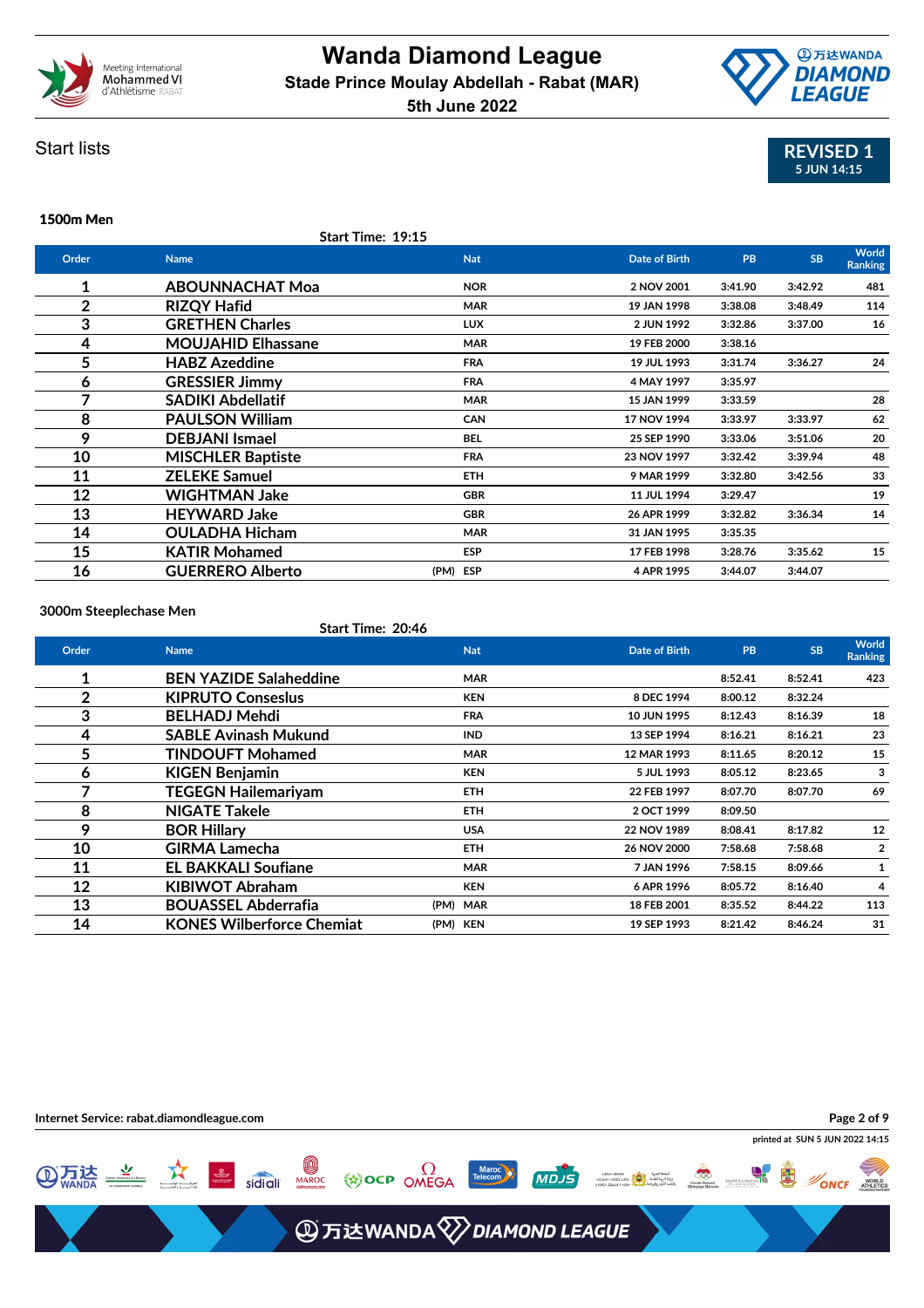# Wanda Diamond League

**Stade Prince Moulay Abdellah - Rabat (MAR)**

**5th June 2022**

Start lists

**REVISED 1**
5 JUN 14:15

## 1500m Men

Start Time: 19:15

| Order | Name | | Nat | Date of Birth | PB | SB | World Ranking |
|---|---|---|---|---|---|---|---|
| 1 | ABOUNNACHAT Moa | | NOR | 2 NOV 2001 | 3:41.90 | 3:42.92 | 481 |
| 2 | RIZQY Hafid | | MAR | 19 JAN 1998 | 3:38.08 | 3:48.49 | 114 |
| 3 | GRETHEN Charles | | LUX | 2 JUN 1992 | 3:32.86 | 3:37.00 | 16 |
| 4 | MOUJAHID Elhassane | | MAR | 19 FEB 2000 | 3:38.16 | | |
| 5 | HABZ Azeddine | | FRA | 19 JUL 1993 | 3:31.74 | 3:36.27 | 24 |
| 6 | GRESSIER Jimmy | | FRA | 4 MAY 1997 | 3:35.97 | | |
| 7 | SADIKI Abdellatif | | MAR | 15 JAN 1999 | 3:33.59 | | 28 |
| 8 | PAULSON William | | CAN | 17 NOV 1994 | 3:33.97 | 3:33.97 | 62 |
| 9 | DEBJANI Ismael | | BEL | 25 SEP 1990 | 3:33.06 | 3:51.06 | 20 |
| 10 | MISCHLER Baptiste | | FRA | 23 NOV 1997 | 3:32.42 | 3:39.94 | 48 |
| 11 | ZELEKE Samuel | | ETH | 9 MAR 1999 | 3:32.80 | 3:42.56 | 33 |
| 12 | WIGHTMAN Jake | | GBR | 11 JUL 1994 | 3:29.47 | | 19 |
| 13 | HEYWARD Jake | | GBR | 26 APR 1999 | 3:32.82 | 3:36.34 | 14 |
| 14 | OULADHA Hicham | | MAR | 31 JAN 1995 | 3:35.35 | | |
| 15 | KATIR Mohamed | | ESP | 17 FEB 1998 | 3:28.76 | 3:35.62 | 15 |
| 16 | GUERRERO Alberto | (PM) | ESP | 4 APR 1995 | 3:44.07 | 3:44.07 | |

## 3000m Steeplechase Men

Start Time: 20:46

| Order | Name | | Nat | Date of Birth | PB | SB | World Ranking |
|---|---|---|---|---|---|---|---|
| 1 | BEN YAZIDE Salaheddine | | MAR | | 8:52.41 | 8:52.41 | 423 |
| 2 | KIPRUTO Conseslus | | KEN | 8 DEC 1994 | 8:00.12 | 8:32.24 | |
| 3 | BELHADJ Mehdi | | FRA | 10 JUN 1995 | 8:12.43 | 8:16.39 | 18 |
| 4 | SABLE Avinash Mukund | | IND | 13 SEP 1994 | 8:16.21 | 8:16.21 | 23 |
| 5 | TINDOUFT Mohamed | | MAR | 12 MAR 1993 | 8:11.65 | 8:20.12 | 15 |
| 6 | KIGEN Benjamin | | KEN | 5 JUL 1993 | 8:05.12 | 8:23.65 | 3 |
| 7 | TEGEGN Hailemariyam | | ETH | 22 FEB 1997 | 8:07.70 | 8:07.70 | 69 |
| 8 | NIGATE Takele | | ETH | 2 OCT 1999 | 8:09.50 | | |
| 9 | BOR Hillary | | USA | 22 NOV 1989 | 8:08.41 | 8:17.82 | 12 |
| 10 | GIRMA Lamecha | | ETH | 26 NOV 2000 | 7:58.68 | 7:58.68 | 2 |
| 11 | EL BAKKALI Soufiane | | MAR | 7 JAN 1996 | 7:58.15 | 8:09.66 | 1 |
| 12 | KIBIWOT Abraham | | KEN | 6 APR 1996 | 8:05.72 | 8:16.40 | 4 |
| 13 | BOUASSEL Abderrafia | (PM) | MAR | 18 FEB 2001 | 8:35.52 | 8:44.22 | 113 |
| 14 | KONES Wilberforce Chemiat | (PM) | KEN | 19 SEP 1993 | 8:21.42 | 8:46.24 | 31 |

Internet Service: rabat.diamondleague.com

printed at SUN 5 JUN 2022 14:15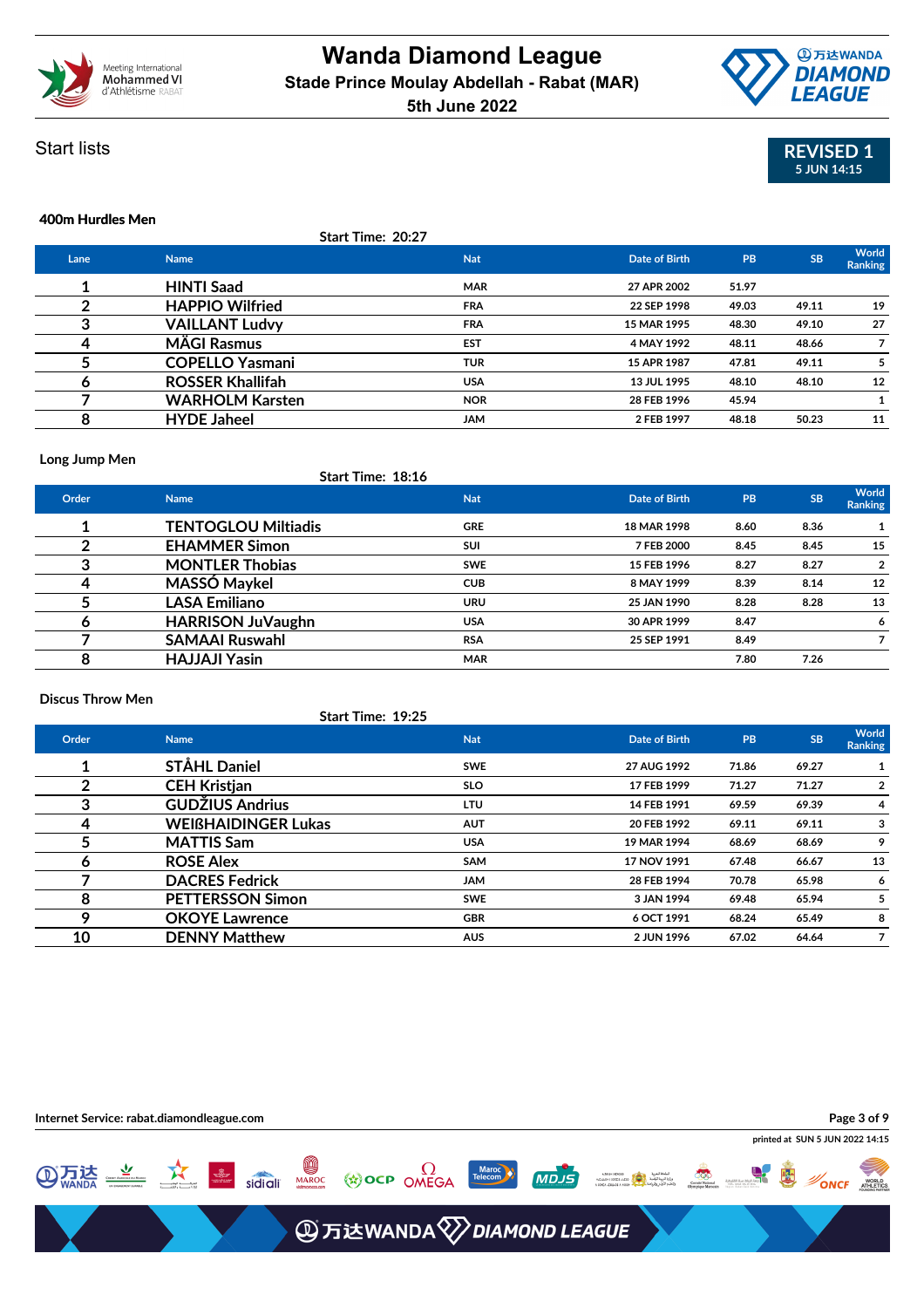# Wanda Diamond League

**Stade Prince Moulay Abdellah - Rabat (MAR)**

**5th June 2022**

Start lists

**REVISED 1**
**5 JUN 14:15**

### 400m Hurdles Men

Start Time: 20:27

| Lane | Name | Nat | Date of Birth | PB | SB | World Ranking |
|---|---|---|---|---|---|---|
| 1 | HINTI Saad | MAR | 27 APR 2002 | 51.97 | | |
| 2 | HAPPIO Wilfried | FRA | 22 SEP 1998 | 49.03 | 49.11 | 19 |
| 3 | VAILLANT Ludvy | FRA | 15 MAR 1995 | 48.30 | 49.10 | 27 |
| 4 | MÄGI Rasmus | EST | 4 MAY 1992 | 48.11 | 48.66 | 7 |
| 5 | COPELLO Yasmani | TUR | 15 APR 1987 | 47.81 | 49.11 | 5 |
| 6 | ROSSER Khallifah | USA | 13 JUL 1995 | 48.10 | 48.10 | 12 |
| 7 | WARHOLM Karsten | NOR | 28 FEB 1996 | 45.94 | | 1 |
| 8 | HYDE Jaheel | JAM | 2 FEB 1997 | 48.18 | 50.23 | 11 |

### Long Jump Men

Start Time: 18:16

| Order | Name | Nat | Date of Birth | PB | SB | World Ranking |
|---|---|---|---|---|---|---|
| 1 | TENTOGLOU Miltiadis | GRE | 18 MAR 1998 | 8.60 | 8.36 | 1 |
| 2 | EHAMMER Simon | SUI | 7 FEB 2000 | 8.45 | 8.45 | 15 |
| 3 | MONTLER Thobias | SWE | 15 FEB 1996 | 8.27 | 8.27 | 2 |
| 4 | MASSÓ Maykel | CUB | 8 MAY 1999 | 8.39 | 8.14 | 12 |
| 5 | LASA Emiliano | URU | 25 JAN 1990 | 8.28 | 8.28 | 13 |
| 6 | HARRISON JuVaughn | USA | 30 APR 1999 | 8.47 | | 6 |
| 7 | SAMAAI Ruswahl | RSA | 25 SEP 1991 | 8.49 | | 7 |
| 8 | HAJJAJI Yasin | MAR | | 7.80 | 7.26 | |

### Discus Throw Men

Start Time: 19:25

| Order | Name | Nat | Date of Birth | PB | SB | World Ranking |
|---|---|---|---|---|---|---|
| 1 | STÅHL Daniel | SWE | 27 AUG 1992 | 71.86 | 69.27 | 1 |
| 2 | CEH Kristjan | SLO | 17 FEB 1999 | 71.27 | 71.27 | 2 |
| 3 | GUDŽIUS Andrius | LTU | 14 FEB 1991 | 69.59 | 69.39 | 4 |
| 4 | WEIßHAIDINGER Lukas | AUT | 20 FEB 1992 | 69.11 | 69.11 | 3 |
| 5 | MATTIS Sam | USA | 19 MAR 1994 | 68.69 | 68.69 | 9 |
| 6 | ROSE Alex | SAM | 17 NOV 1991 | 67.48 | 66.67 | 13 |
| 7 | DACRES Fedrick | JAM | 28 FEB 1994 | 70.78 | 65.98 | 6 |
| 8 | PETTERSSON Simon | SWE | 3 JAN 1994 | 69.48 | 65.94 | 5 |
| 9 | OKOYE Lawrence | GBR | 6 OCT 1991 | 68.24 | 65.49 | 8 |
| 10 | DENNY Matthew | AUS | 2 JUN 1996 | 67.02 | 64.64 | 7 |

Internet Service: rabat.diamondleague.com

printed at SUN 5 JUN 2022 14:15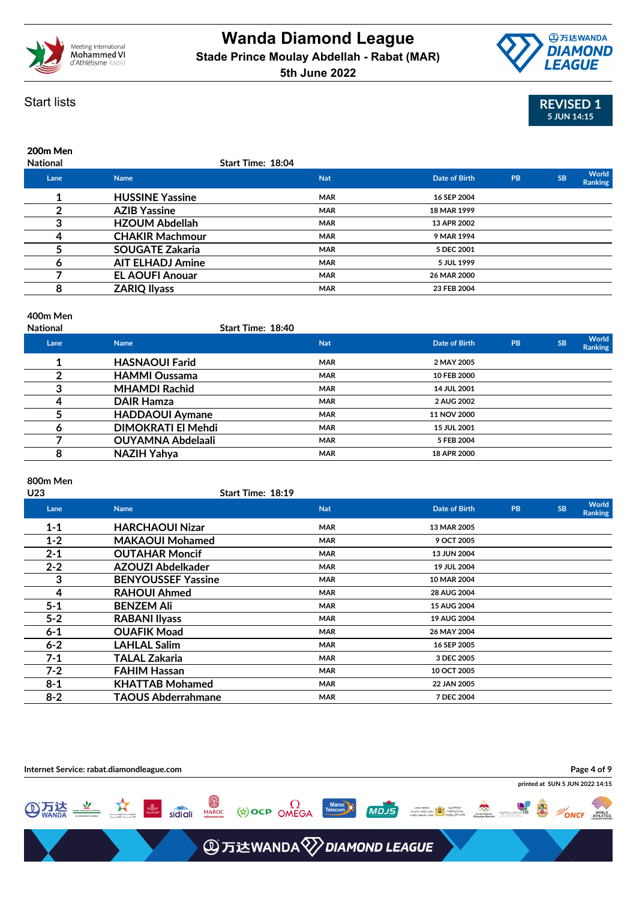# Wanda Diamond League

**Stade Prince Moulay Abdellah - Rabat (MAR)**

**5th June 2022**

Start lists

**REVISED 1**
5 JUN 14:15

### 200m Men
National

Start Time: 18:04

| Lane | Name | Nat | Date of Birth | PB | SB | World Ranking |
|---|---|---|---|---|---|---|
| 1 | HUSSINE Yassine | MAR | 16 SEP 2004 | | | |
| 2 | AZIB Yassine | MAR | 18 MAR 1999 | | | |
| 3 | HZOUM Abdellah | MAR | 13 APR 2002 | | | |
| 4 | CHAKIR Machmour | MAR | 9 MAR 1994 | | | |
| 5 | SOUGATE Zakaria | MAR | 5 DEC 2001 | | | |
| 6 | AIT ELHADJ Amine | MAR | 5 JUL 1999 | | | |
| 7 | EL AOUFI Anouar | MAR | 26 MAR 2000 | | | |
| 8 | ZARIQ Ilyass | MAR | 23 FEB 2004 | | | |

### 400m Men
National

Start Time: 18:40

| Lane | Name | Nat | Date of Birth | PB | SB | World Ranking |
|---|---|---|---|---|---|---|
| 1 | HASNAOUI Farid | MAR | 2 MAY 2005 | | | |
| 2 | HAMMI Oussama | MAR | 10 FEB 2000 | | | |
| 3 | MHAMDI Rachid | MAR | 14 JUL 2001 | | | |
| 4 | DAIR Hamza | MAR | 2 AUG 2002 | | | |
| 5 | HADDAOUI Aymane | MAR | 11 NOV 2000 | | | |
| 6 | DIMOKRATI El Mehdi | MAR | 15 JUL 2001 | | | |
| 7 | OUYAMNA Abdelaali | MAR | 5 FEB 2004 | | | |
| 8 | NAZIH Yahya | MAR | 18 APR 2000 | | | |

### 800m Men
U23

Start Time: 18:19

| Lane | Name | Nat | Date of Birth | PB | SB | World Ranking |
|---|---|---|---|---|---|---|
| 1-1 | HARCHAOUI Nizar | MAR | 13 MAR 2005 | | | |
| 1-2 | MAKAOUI Mohamed | MAR | 9 OCT 2005 | | | |
| 2-1 | OUTAHAR Moncif | MAR | 13 JUN 2004 | | | |
| 2-2 | AZOUZI Abdelkader | MAR | 19 JUL 2004 | | | |
| 3 | BENYOUSSEF Yassine | MAR | 10 MAR 2004 | | | |
| 4 | RAHOUI Ahmed | MAR | 28 AUG 2004 | | | |
| 5-1 | BENZEM Ali | MAR | 15 AUG 2004 | | | |
| 5-2 | RABANI Ilyass | MAR | 19 AUG 2004 | | | |
| 6-1 | OUAFIK Moad | MAR | 26 MAY 2004 | | | |
| 6-2 | LAHLAL Salim | MAR | 16 SEP 2005 | | | |
| 7-1 | TALAL Zakaria | MAR | 3 DEC 2005 | | | |
| 7-2 | FAHIM Hassan | MAR | 10 OCT 2005 | | | |
| 8-1 | KHATTAB Mohamed | MAR | 22 JAN 2005 | | | |
| 8-2 | TAOUS Abderrahmane | MAR | 7 DEC 2004 | | | |

Internet Service: rabat.diamondleague.com

printed at SUN 5 JUN 2022 14:15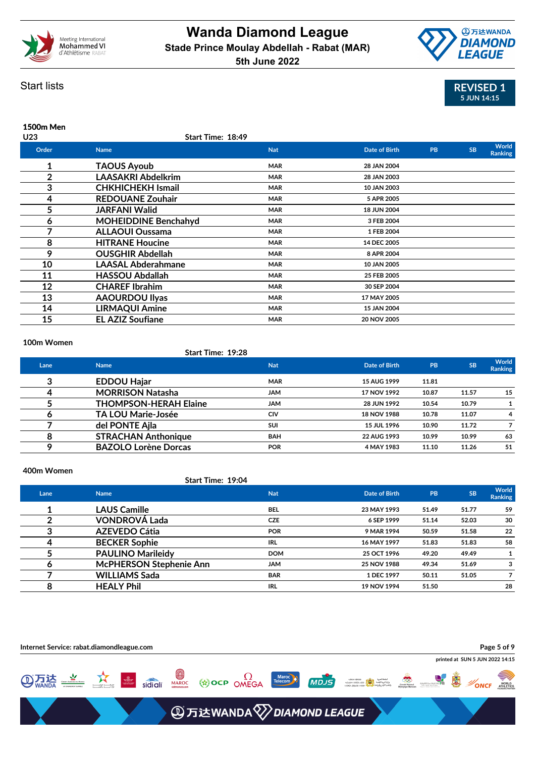# Wanda Diamond League

**Stade Prince Moulay Abdellah - Rabat (MAR)**

**5th June 2022**

Start lists

**REVISED 1**
5 JUN 14:15

### 1500m Men

U23

Start Time: 18:49

| Order | Name | Nat | Date of Birth | PB | SB | World Ranking |
|---|---|---|---|---|---|---|
| 1 | TAOUS Ayoub | MAR | 28 JAN 2004 | | | |
| 2 | LAASAKRI Abdelkrim | MAR | 28 JAN 2003 | | | |
| 3 | CHKHICHEKH Ismail | MAR | 10 JAN 2003 | | | |
| 4 | REDOUANE Zouhair | MAR | 5 APR 2005 | | | |
| 5 | JARFANI Walid | MAR | 18 JUN 2004 | | | |
| 6 | MOHEIDDINE Benchahyd | MAR | 3 FEB 2004 | | | |
| 7 | ALLAOUI Oussama | MAR | 1 FEB 2004 | | | |
| 8 | HITRANE Houcine | MAR | 14 DEC 2005 | | | |
| 9 | OUSGHIR Abdellah | MAR | 8 APR 2004 | | | |
| 10 | LAASAL Abderahmane | MAR | 10 JAN 2005 | | | |
| 11 | HASSOU Abdallah | MAR | 25 FEB 2005 | | | |
| 12 | CHAREF Ibrahim | MAR | 30 SEP 2004 | | | |
| 13 | AAOURDOU Ilyas | MAR | 17 MAY 2005 | | | |
| 14 | LIRMAQUI Amine | MAR | 15 JAN 2004 | | | |
| 15 | EL AZIZ Soufiane | MAR | 20 NOV 2005 | | | |

### 100m Women

Start Time: 19:28

| Lane | Name | Nat | Date of Birth | PB | SB | World Ranking |
|---|---|---|---|---|---|---|
| 3 | EDDOU Hajar | MAR | 15 AUG 1999 | 11.81 | | |
| 4 | MORRISON Natasha | JAM | 17 NOV 1992 | 10.87 | 11.57 | 15 |
| 5 | THOMPSON-HERAH Elaine | JAM | 28 JUN 1992 | 10.54 | 10.79 | 1 |
| 6 | TA LOU Marie-Josée | CIV | 18 NOV 1988 | 10.78 | 11.07 | 4 |
| 7 | del PONTE Ajla | SUI | 15 JUL 1996 | 10.90 | 11.72 | 7 |
| 8 | STRACHAN Anthonique | BAH | 22 AUG 1993 | 10.99 | 10.99 | 63 |
| 9 | BAZOLO Lorène Dorcas | POR | 4 MAY 1983 | 11.10 | 11.26 | 51 |

### 400m Women

Start Time: 19:04

| Lane | Name | Nat | Date of Birth | PB | SB | World Ranking |
|---|---|---|---|---|---|---|
| 1 | LAUS Camille | BEL | 23 MAY 1993 | 51.49 | 51.77 | 59 |
| 2 | VONDROVÁ Lada | CZE | 6 SEP 1999 | 51.14 | 52.03 | 30 |
| 3 | AZEVEDO Cátia | POR | 9 MAR 1994 | 50.59 | 51.58 | 22 |
| 4 | BECKER Sophie | IRL | 16 MAY 1997 | 51.83 | 51.83 | 58 |
| 5 | PAULINO Marileidy | DOM | 25 OCT 1996 | 49.20 | 49.49 | 1 |
| 6 | McPHERSON Stephenie Ann | JAM | 25 NOV 1988 | 49.34 | 51.69 | 3 |
| 7 | WILLIAMS Sada | BAR | 1 DEC 1997 | 50.11 | 51.05 | 7 |
| 8 | HEALY Phil | IRL | 19 NOV 1994 | 51.50 | | 28 |

Internet Service: rabat.diamondleague.com

printed at SUN 5 JUN 2022 14:15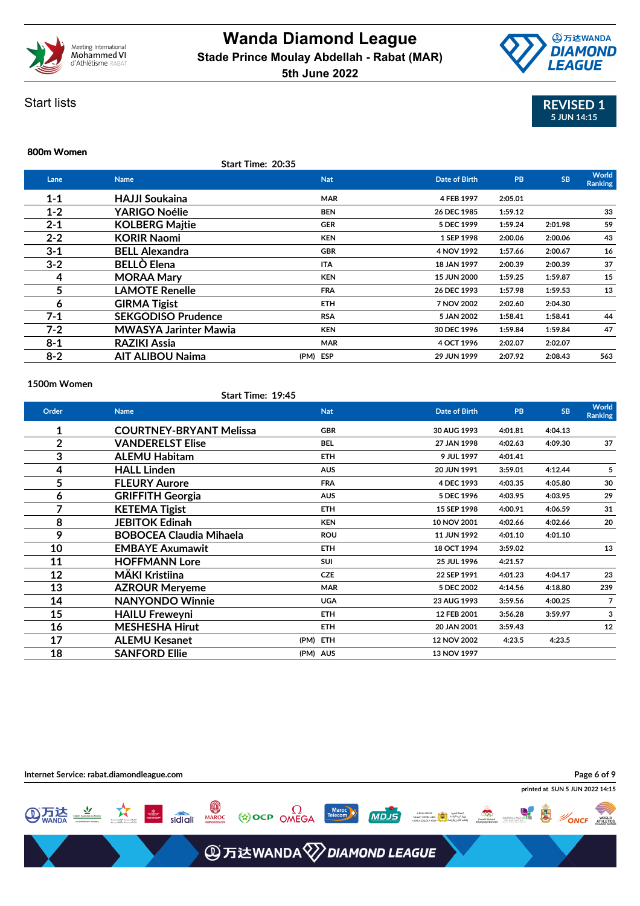# Wanda Diamond League

**Stade Prince Moulay Abdellah - Rabat (MAR)**

**5th June 2022**

## Start lists

**REVISED 1**
5 JUN 14:15

### 800m Women

Start Time: 20:35

| Lane | Name | | Nat | Date of Birth | PB | SB | World Ranking |
|---|---|---|---|---|---|---|---|
| 1-1 | HAJJI Soukaina | | MAR | 4 FEB 1997 | 2:05.01 | | |
| 1-2 | YARIGO Noélie | | BEN | 26 DEC 1985 | 1:59.12 | | 33 |
| 2-1 | KOLBERG Majtie | | GER | 5 DEC 1999 | 1:59.24 | 2:01.98 | 59 |
| 2-2 | KORIR Naomi | | KEN | 1 SEP 1998 | 2:00.06 | 2:00.06 | 43 |
| 3-1 | BELL Alexandra | | GBR | 4 NOV 1992 | 1:57.66 | 2:00.67 | 16 |
| 3-2 | BELLÒ Elena | | ITA | 18 JAN 1997 | 2:00.39 | 2:00.39 | 37 |
| 4 | MORAA Mary | | KEN | 15 JUN 2000 | 1:59.25 | 1:59.87 | 15 |
| 5 | LAMOTE Renelle | | FRA | 26 DEC 1993 | 1:57.98 | 1:59.53 | 13 |
| 6 | GIRMA Tigist | | ETH | 7 NOV 2002 | 2:02.60 | 2:04.30 | |
| 7-1 | SEKGODISO Prudence | | RSA | 5 JAN 2002 | 1:58.41 | 1:58.41 | 44 |
| 7-2 | MWASYA Jarinter Mawia | | KEN | 30 DEC 1996 | 1:59.84 | 1:59.84 | 47 |
| 8-1 | RAZIKI Assia | | MAR | 4 OCT 1996 | 2:02.07 | 2:02.07 | |
| 8-2 | AIT ALIBOU Naima | (PM) | ESP | 29 JUN 1999 | 2:07.92 | 2:08.43 | 563 |

### 1500m Women

Start Time: 19:45

| Order | Name | | Nat | Date of Birth | PB | SB | World Ranking |
|---|---|---|---|---|---|---|---|
| 1 | COURTNEY-BRYANT Melissa | | GBR | 30 AUG 1993 | 4:01.81 | 4:04.13 | |
| 2 | VANDERELST Elise | | BEL | 27 JAN 1998 | 4:02.63 | 4:09.30 | 37 |
| 3 | ALEMU Habitam | | ETH | 9 JUL 1997 | 4:01.41 | | |
| 4 | HALL Linden | | AUS | 20 JUN 1991 | 3:59.01 | 4:12.44 | 5 |
| 5 | FLEURY Aurore | | FRA | 4 DEC 1993 | 4:03.35 | 4:05.80 | 30 |
| 6 | GRIFFITH Georgia | | AUS | 5 DEC 1996 | 4:03.95 | 4:03.95 | 29 |
| 7 | KETEMA Tigist | | ETH | 15 SEP 1998 | 4:00.91 | 4:06.59 | 31 |
| 8 | JEBITOK Edinah | | KEN | 10 NOV 2001 | 4:02.66 | 4:02.66 | 20 |
| 9 | BOBOCEA Claudia Mihaela | | ROU | 11 JUN 1992 | 4:01.10 | 4:01.10 | |
| 10 | EMBAYE Axumawit | | ETH | 18 OCT 1994 | 3:59.02 | | 13 |
| 11 | HOFFMANN Lore | | SUI | 25 JUL 1996 | 4:21.57 | | |
| 12 | MÄKI Kristiina | | CZE | 22 SEP 1991 | 4:01.23 | 4:04.17 | 23 |
| 13 | AZROUR Meryeme | | MAR | 5 DEC 2002 | 4:14.56 | 4:18.80 | 239 |
| 14 | NANYONDO Winnie | | UGA | 23 AUG 1993 | 3:59.56 | 4:00.25 | 7 |
| 15 | HAILU Freweyni | | ETH | 12 FEB 2001 | 3:56.28 | 3:59.97 | 3 |
| 16 | MESHESHA Hirut | | ETH | 20 JAN 2001 | 3:59.43 | | 12 |
| 17 | ALEMU Kesanet | (PM) | ETH | 12 NOV 2002 | 4:23.5 | 4:23.5 | |
| 18 | SANFORD Ellie | (PM) | AUS | 13 NOV 1997 | | | |

Internet Service: rabat.diamondleague.com

printed at SUN 5 JUN 2022 14:15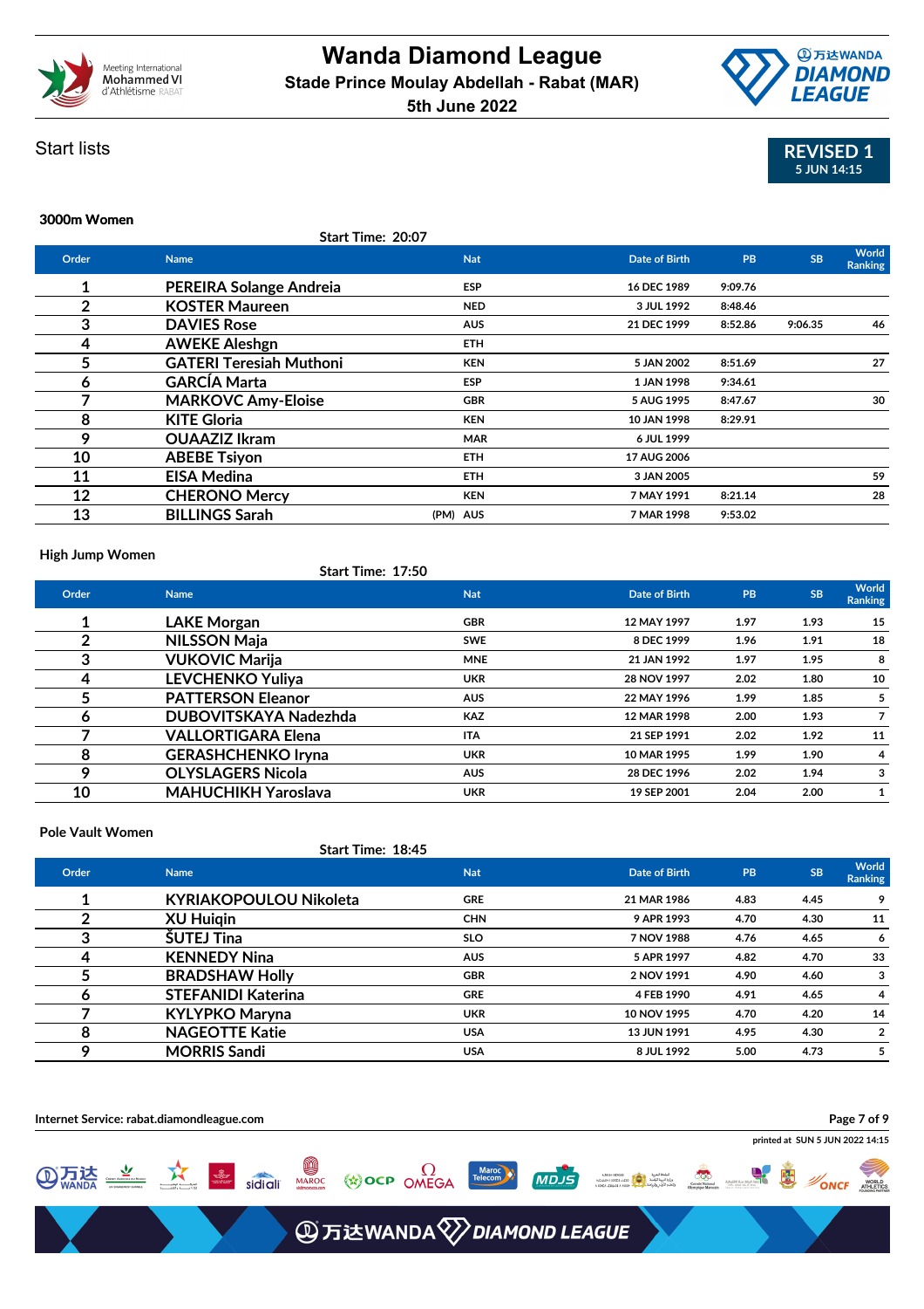# Wanda Diamond League

**Stade Prince Moulay Abdellah - Rabat (MAR)**

**5th June 2022**

## Start lists

**REVISED 1**
5 JUN 14:15

### 3000m Women

Start Time: 20:07

| Order | Name | | Nat | Date of Birth | PB | SB | World Ranking |
|---|---|---|---|---|---|---|---|
| 1 | PEREIRA Solange Andreia | | ESP | 16 DEC 1989 | 9:09.76 | | |
| 2 | KOSTER Maureen | | NED | 3 JUL 1992 | 8:48.46 | | |
| 3 | DAVIES Rose | | AUS | 21 DEC 1999 | 8:52.86 | 9:06.35 | 46 |
| 4 | AWEKE Aleshgn | | ETH | | | | |
| 5 | GATERI Teresiah Muthoni | | KEN | 5 JAN 2002 | 8:51.69 | | 27 |
| 6 | GARCÍA Marta | | ESP | 1 JAN 1998 | 9:34.61 | | |
| 7 | MARKOVC Amy-Eloise | | GBR | 5 AUG 1995 | 8:47.67 | | 30 |
| 8 | KITE Gloria | | KEN | 10 JAN 1998 | 8:29.91 | | |
| 9 | OUAAZIZ Ikram | | MAR | 6 JUL 1999 | | | |
| 10 | ABEBE Tsiyon | | ETH | 17 AUG 2006 | | | |
| 11 | EISA Medina | | ETH | 3 JAN 2005 | | | 59 |
| 12 | CHERONO Mercy | | KEN | 7 MAY 1991 | 8:21.14 | | 28 |
| 13 | BILLINGS Sarah | (PM) | AUS | 7 MAR 1998 | 9:53.02 | | |

### High Jump Women

Start Time: 17:50

| Order | Name | Nat | Date of Birth | PB | SB | World Ranking |
|---|---|---|---|---|---|---|
| 1 | LAKE Morgan | GBR | 12 MAY 1997 | 1.97 | 1.93 | 15 |
| 2 | NILSSON Maja | SWE | 8 DEC 1999 | 1.96 | 1.91 | 18 |
| 3 | VUKOVIC Marija | MNE | 21 JAN 1992 | 1.97 | 1.95 | 8 |
| 4 | LEVCHENKO Yuliya | UKR | 28 NOV 1997 | 2.02 | 1.80 | 10 |
| 5 | PATTERSON Eleanor | AUS | 22 MAY 1996 | 1.99 | 1.85 | 5 |
| 6 | DUBOVITSKAYA Nadezhda | KAZ | 12 MAR 1998 | 2.00 | 1.93 | 7 |
| 7 | VALLORTIGARA Elena | ITA | 21 SEP 1991 | 2.02 | 1.92 | 11 |
| 8 | GERASHCHENKO Iryna | UKR | 10 MAR 1995 | 1.99 | 1.90 | 4 |
| 9 | OLYSLAGERS Nicola | AUS | 28 DEC 1996 | 2.02 | 1.94 | 3 |
| 10 | MAHUCHIKH Yaroslava | UKR | 19 SEP 2001 | 2.04 | 2.00 | 1 |

### Pole Vault Women

Start Time: 18:45

| Order | Name | Nat | Date of Birth | PB | SB | World Ranking |
|---|---|---|---|---|---|---|
| 1 | KYRIAKOPOULOU Nikoleta | GRE | 21 MAR 1986 | 4.83 | 4.45 | 9 |
| 2 | XU Huiqin | CHN | 9 APR 1993 | 4.70 | 4.30 | 11 |
| 3 | ŠUTEJ Tina | SLO | 7 NOV 1988 | 4.76 | 4.65 | 6 |
| 4 | KENNEDY Nina | AUS | 5 APR 1997 | 4.82 | 4.70 | 33 |
| 5 | BRADSHAW Holly | GBR | 2 NOV 1991 | 4.90 | 4.60 | 3 |
| 6 | STEFANIDI Katerina | GRE | 4 FEB 1990 | 4.91 | 4.65 | 4 |
| 7 | KYLYPKO Maryna | UKR | 10 NOV 1995 | 4.70 | 4.20 | 14 |
| 8 | NAGEOTTE Katie | USA | 13 JUN 1991 | 4.95 | 4.30 | 2 |
| 9 | MORRIS Sandi | USA | 8 JUL 1992 | 5.00 | 4.73 | 5 |

Internet Service: rabat.diamondleague.com

printed at SUN 5 JUN 2022 14:15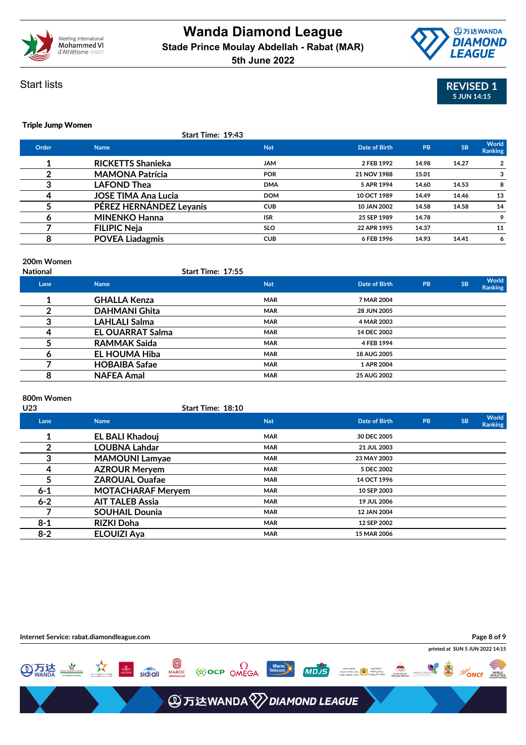# Wanda Diamond League

**Stade Prince Moulay Abdellah - Rabat (MAR)**

**5th June 2022**

Start lists

**REVISED 1**
5 JUN 14:15

### Triple Jump Women

Start Time: 19:43

| Order | Name | Nat | Date of Birth | PB | SB | World Ranking |
|---|---|---|---|---|---|---|
| 1 | RICKETTS Shanieka | JAM | 2 FEB 1992 | 14.98 | 14.27 | 2 |
| 2 | MAMONA Patrícia | POR | 21 NOV 1988 | 15.01 | | 3 |
| 3 | LAFOND Thea | DMA | 5 APR 1994 | 14.60 | 14.53 | 8 |
| 4 | JOSE TIMA Ana Lucia | DOM | 10 OCT 1989 | 14.49 | 14.46 | 13 |
| 5 | PÉREZ HERNÁNDEZ Leyanis | CUB | 10 JAN 2002 | 14.58 | 14.58 | 14 |
| 6 | MINENKO Hanna | ISR | 25 SEP 1989 | 14.78 | | 9 |
| 7 | FILIPIC Neja | SLO | 22 APR 1995 | 14.37 | | 11 |
| 8 | POVEA Liadagmis | CUB | 6 FEB 1996 | 14.93 | 14.41 | 6 |

### 200m Women
National

Start Time: 17:55

| Lane | Name | Nat | Date of Birth | PB | SB | World Ranking |
|---|---|---|---|---|---|---|
| 1 | GHALLA Kenza | MAR | 7 MAR 2004 | | | |
| 2 | DAHMANI Ghita | MAR | 28 JUN 2005 | | | |
| 3 | LAHLALI Salma | MAR | 4 MAR 2003 | | | |
| 4 | EL OUARRAT Salma | MAR | 14 DEC 2002 | | | |
| 5 | RAMMAK Saida | MAR | 4 FEB 1994 | | | |
| 6 | EL HOUMA Hiba | MAR | 18 AUG 2005 | | | |
| 7 | HOBAIBA Safae | MAR | 1 APR 2004 | | | |
| 8 | NAFEA Amal | MAR | 25 AUG 2002 | | | |

### 800m Women
U23

Start Time: 18:10

| Lane | Name | Nat | Date of Birth | PB | SB | World Ranking |
|---|---|---|---|---|---|---|
| 1 | EL BALI Khadouj | MAR | 30 DEC 2005 | | | |
| 2 | LOUBNA Lahdar | MAR | 21 JUL 2003 | | | |
| 3 | MAMOUNI Lamyae | MAR | 23 MAY 2003 | | | |
| 4 | AZROUR Meryem | MAR | 5 DEC 2002 | | | |
| 5 | ZAROUAL Ouafae | MAR | 14 OCT 1996 | | | |
| 6-1 | MOTACHARAF Meryem | MAR | 10 SEP 2003 | | | |
| 6-2 | AIT TALEB Assia | MAR | 19 JUL 2006 | | | |
| 7 | SOUHAIL Dounia | MAR | 12 JAN 2004 | | | |
| 8-1 | RIZKI Doha | MAR | 12 SEP 2002 | | | |
| 8-2 | ELOUIZI Aya | MAR | 15 MAR 2006 | | | |

Internet Service: rabat.diamondleague.com

printed at SUN 5 JUN 2022 14:15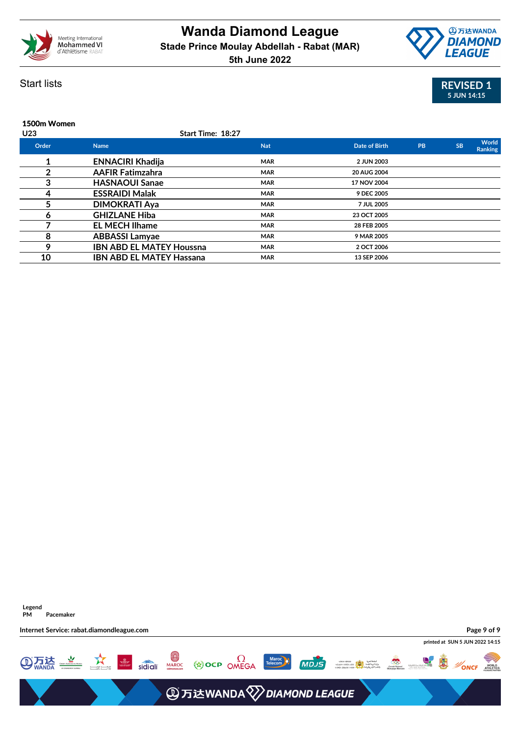# Wanda Diamond League

**Stade Prince Moulay Abdellah - Rabat (MAR)**

**5th June 2022**

## Start lists

**REVISED 1**
5 JUN 14:15

### 1500m Women

U23 — Start Time: 18:27

| Order | Name | Nat | Date of Birth | PB | SB | World Ranking |
|---|---|---|---|---|---|---|
| 1 | ENNACIRI Khadija | MAR | 2 JUN 2003 | | | |
| 2 | AAFIR Fatimzahra | MAR | 20 AUG 2004 | | | |
| 3 | HASNAOUI Sanae | MAR | 17 NOV 2004 | | | |
| 4 | ESSRAIDI Malak | MAR | 9 DEC 2005 | | | |
| 5 | DIMOKRATI Aya | MAR | 7 JUL 2005 | | | |
| 6 | GHIZLANE Hiba | MAR | 23 OCT 2005 | | | |
| 7 | EL MECH Ilhame | MAR | 28 FEB 2005 | | | |
| 8 | ABBASSI Lamyae | MAR | 9 MAR 2005 | | | |
| 9 | IBN ABD EL MATEY Houssna | MAR | 2 OCT 2006 | | | |
| 10 | IBN ABD EL MATEY Hassana | MAR | 13 SEP 2006 | | | |

**Legend**
PM Pacemaker

Internet Service: rabat.diamondleague.com

printed at SUN 5 JUN 2022 14:15